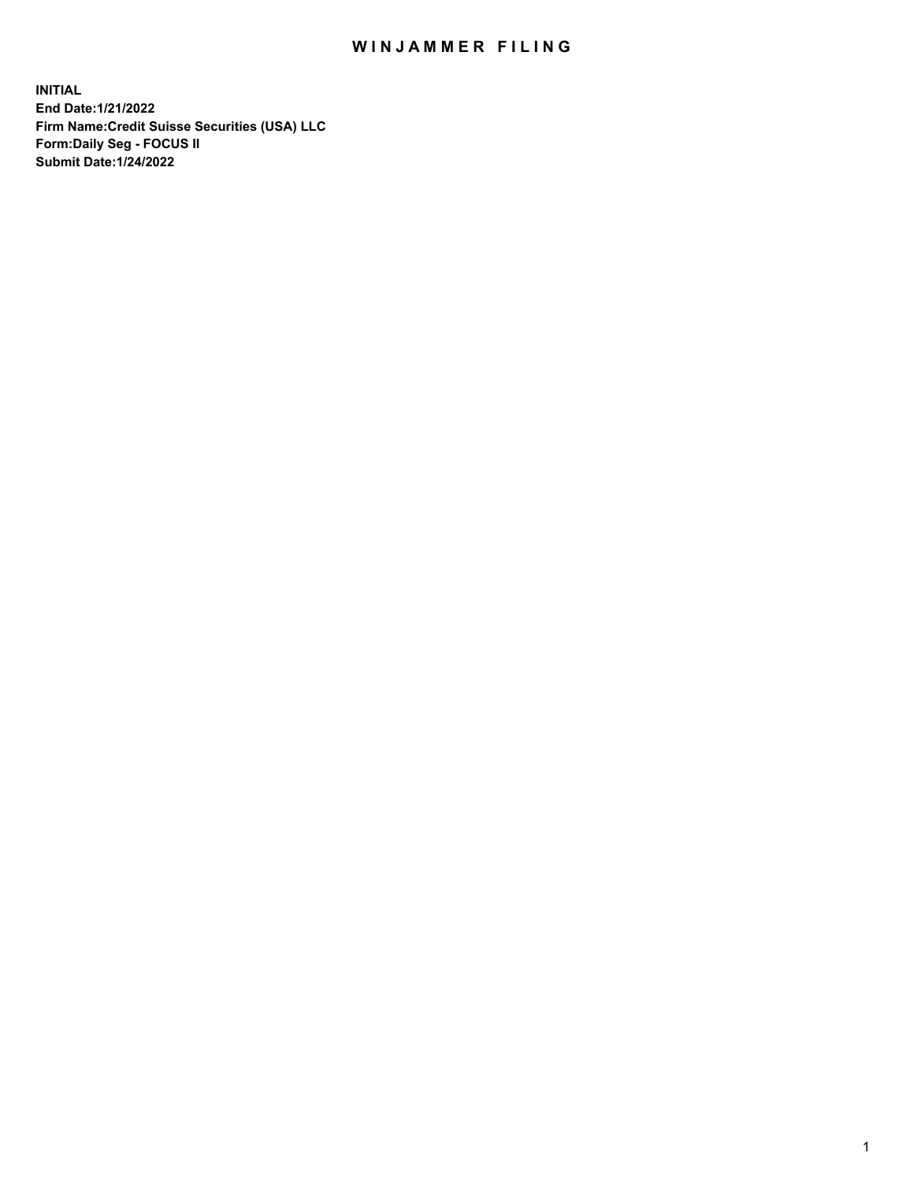# WINJAMMER FILING

**INITIAL**
**End Date:1/21/2022**
**Firm Name:Credit Suisse Securities (USA) LLC**
**Form:Daily Seg - FOCUS II**
**Submit Date:1/24/2022**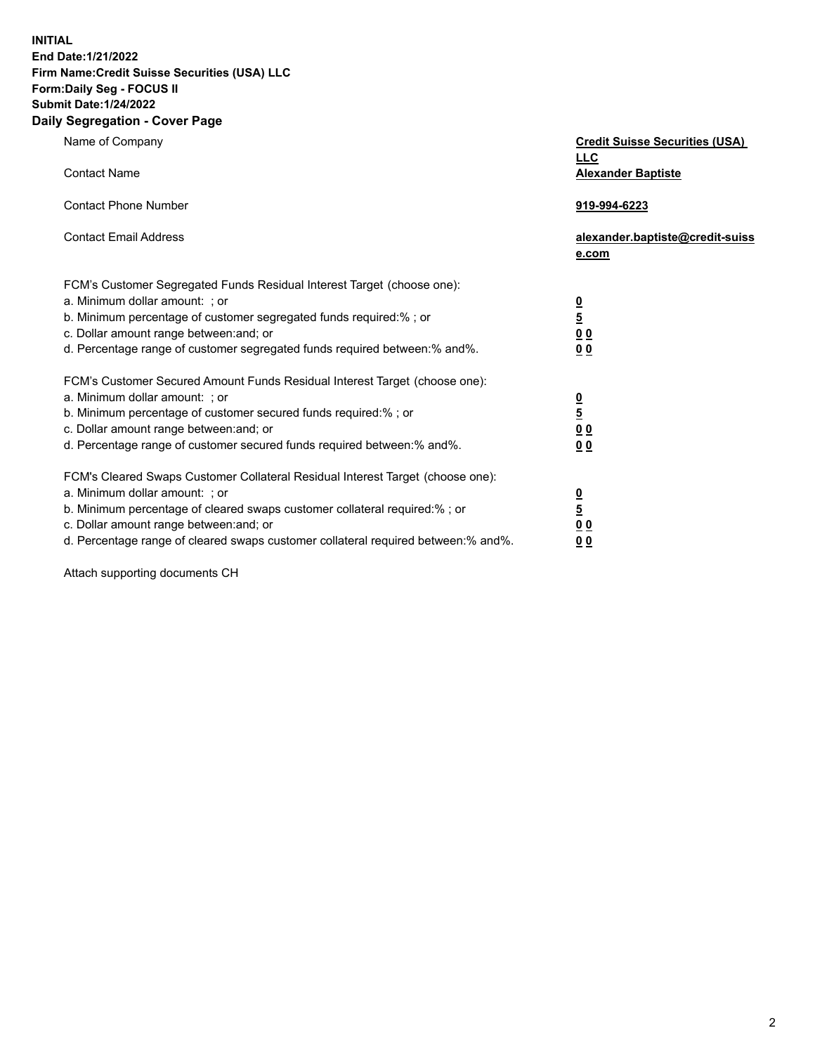**INITIAL**
**End Date:1/21/2022**
**Firm Name:Credit Suisse Securities (USA) LLC**
**Form:Daily Seg - FOCUS II**
**Submit Date:1/24/2022**

## Daily Segregation - Cover Page

| | |
|---|---|
| Name of Company | **Credit Suisse Securities (USA) LLC** |
| Contact Name | **Alexander Baptiste** |
| Contact Phone Number | **919-994-6223** |
| Contact Email Address | **alexander.baptiste@credit-suisse.com** |
| FCM's Customer Segregated Funds Residual Interest Target (choose one): | |
| a. Minimum dollar amount: ; or | **0** |
| b. Minimum percentage of customer segregated funds required:% ; or | **5** |
| c. Dollar amount range between:and; or | **0 0** |
| d. Percentage range of customer segregated funds required between:% and%. | **0 0** |
| FCM's Customer Secured Amount Funds Residual Interest Target (choose one): | |
| a. Minimum dollar amount: ; or | **0** |
| b. Minimum percentage of customer secured funds required:% ; or | **5** |
| c. Dollar amount range between:and; or | **0 0** |
| d. Percentage range of customer secured funds required between:% and%. | **0 0** |
| FCM's Cleared Swaps Customer Collateral Residual Interest Target (choose one): | |
| a. Minimum dollar amount: ; or | **0** |
| b. Minimum percentage of cleared swaps customer collateral required:% ; or | **5** |
| c. Dollar amount range between:and; or | **0 0** |
| d. Percentage range of cleared swaps customer collateral required between:% and%. | **0 0** |

Attach supporting documents CH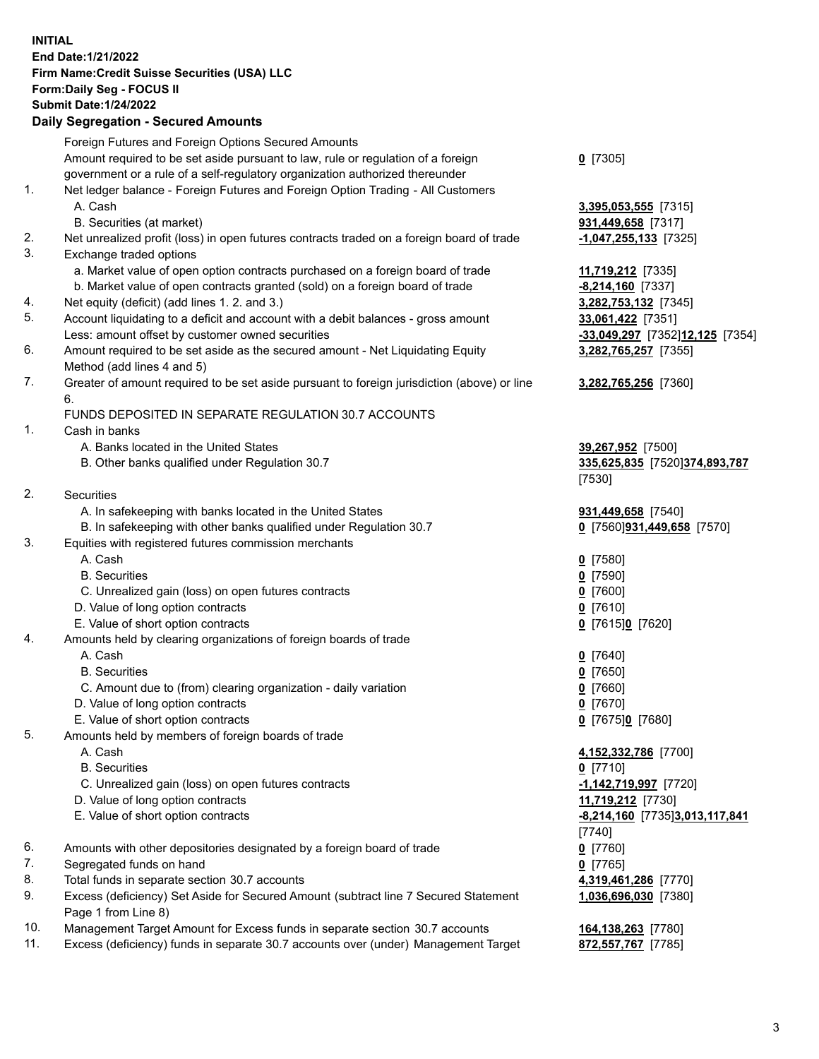**INITIAL**
**End Date:1/21/2022**
**Firm Name:Credit Suisse Securities (USA) LLC**
**Form:Daily Seg - FOCUS II**
**Submit Date:1/24/2022**
**Daily Segregation - Secured Amounts**

| | | |
|---|---|---|
| | Foreign Futures and Foreign Options Secured Amounts | |
| | Amount required to be set aside pursuant to law, rule or regulation of a foreign government or a rule of a self-regulatory organization authorized thereunder | **0** [7305] |
| 1. | Net ledger balance - Foreign Futures and Foreign Option Trading - All Customers | |
| | A. Cash | **3,395,053,555** [7315] |
| | B. Securities (at market) | **931,449,658** [7317] |
| 2. | Net unrealized profit (loss) in open futures contracts traded on a foreign board of trade | **-1,047,255,133** [7325] |
| 3. | Exchange traded options | |
| | a. Market value of open option contracts purchased on a foreign board of trade | **11,719,212** [7335] |
| | b. Market value of open contracts granted (sold) on a foreign board of trade | **-8,214,160** [7337] |
| 4. | Net equity (deficit) (add lines 1. 2. and 3.) | **3,282,753,132** [7345] |
| 5. | Account liquidating to a deficit and account with a debit balances - gross amount | **33,061,422** [7351] |
| | Less: amount offset by customer owned securities | **-33,049,297** [7352]**12,125** [7354] |
| 6. | Amount required to be set aside as the secured amount - Net Liquidating Equity Method (add lines 4 and 5) | **3,282,765,257** [7355] |
| 7. | Greater of amount required to be set aside pursuant to foreign jurisdiction (above) or line 6. | **3,282,765,256** [7360] |
| | FUNDS DEPOSITED IN SEPARATE REGULATION 30.7 ACCOUNTS | |
| 1. | Cash in banks | |
| | A. Banks located in the United States | **39,267,952** [7500] |
| | B. Other banks qualified under Regulation 30.7 | **335,625,835** [7520]**374,893,787** [7530] |
| 2. | Securities | |
| | A. In safekeeping with banks located in the United States | **931,449,658** [7540] |
| | B. In safekeeping with other banks qualified under Regulation 30.7 | **0** [7560]**931,449,658** [7570] |
| 3. | Equities with registered futures commission merchants | |
| | A. Cash | **0** [7580] |
| | B. Securities | **0** [7590] |
| | C. Unrealized gain (loss) on open futures contracts | **0** [7600] |
| | D. Value of long option contracts | **0** [7610] |
| | E. Value of short option contracts | **0** [7615]**0** [7620] |
| 4. | Amounts held by clearing organizations of foreign boards of trade | |
| | A. Cash | **0** [7640] |
| | B. Securities | **0** [7650] |
| | C. Amount due to (from) clearing organization - daily variation | **0** [7660] |
| | D. Value of long option contracts | **0** [7670] |
| | E. Value of short option contracts | **0** [7675]**0** [7680] |
| 5. | Amounts held by members of foreign boards of trade | |
| | A. Cash | **4,152,332,786** [7700] |
| | B. Securities | **0** [7710] |
| | C. Unrealized gain (loss) on open futures contracts | **-1,142,719,997** [7720] |
| | D. Value of long option contracts | **11,719,212** [7730] |
| | E. Value of short option contracts | **-8,214,160** [7735]**3,013,117,841** [7740] |
| 6. | Amounts with other depositories designated by a foreign board of trade | **0** [7760] |
| 7. | Segregated funds on hand | **0** [7765] |
| 8. | Total funds in separate section 30.7 accounts | **4,319,461,286** [7770] |
| 9. | Excess (deficiency) Set Aside for Secured Amount (subtract line 7 Secured Statement Page 1 from Line 8) | **1,036,696,030** [7380] |
| 10. | Management Target Amount for Excess funds in separate section 30.7 accounts | **164,138,263** [7780] |
| 11. | Excess (deficiency) funds in separate 30.7 accounts over (under) Management Target | **872,557,767** [7785] |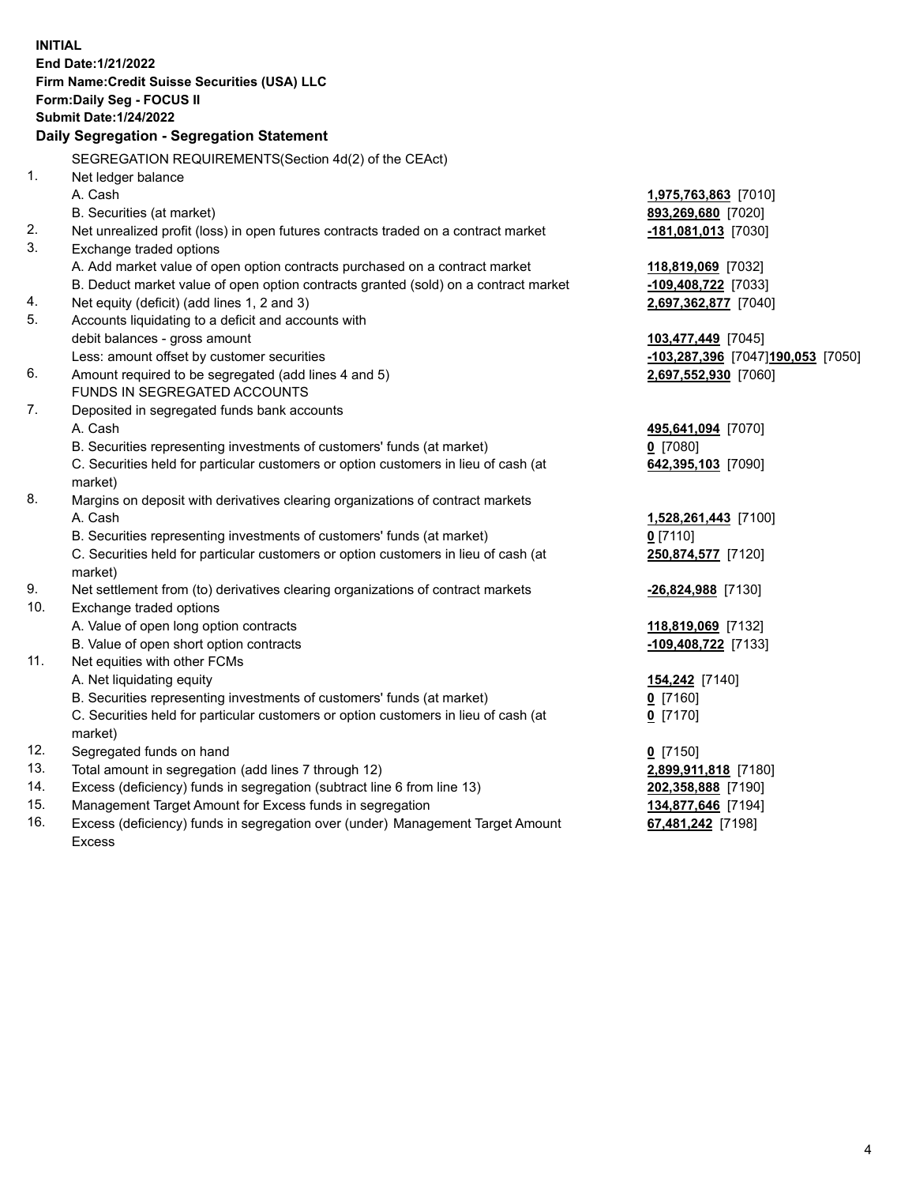**INITIAL**
**End Date:1/21/2022**
**Firm Name:Credit Suisse Securities (USA) LLC**
**Form:Daily Seg - FOCUS II**
**Submit Date:1/24/2022**

## Daily Segregation - Segregation Statement

SEGREGATION REQUIREMENTS(Section 4d(2) of the CEAct)

| | | |
|---|---|---|
| 1. | Net ledger balance | |
| | A. Cash | **1,975,763,863** [7010] |
| | B. Securities (at market) | **893,269,680** [7020] |
| 2. | Net unrealized profit (loss) in open futures contracts traded on a contract market | **-181,081,013** [7030] |
| 3. | Exchange traded options | |
| | A. Add market value of open option contracts purchased on a contract market | **118,819,069** [7032] |
| | B. Deduct market value of open option contracts granted (sold) on a contract market | **-109,408,722** [7033] |
| 4. | Net equity (deficit) (add lines 1, 2 and 3) | **2,697,362,877** [7040] |
| 5. | Accounts liquidating to a deficit and accounts with debit balances - gross amount | **103,477,449** [7045] |
| | Less: amount offset by customer securities | **-103,287,396** [7047] **190,053** [7050] |
| 6. | Amount required to be segregated (add lines 4 and 5) | **2,697,552,930** [7060] |
| | FUNDS IN SEGREGATED ACCOUNTS | |
| 7. | Deposited in segregated funds bank accounts | |
| | A. Cash | **495,641,094** [7070] |
| | B. Securities representing investments of customers' funds (at market) | **0** [7080] |
| | C. Securities held for particular customers or option customers in lieu of cash (at market) | **642,395,103** [7090] |
| 8. | Margins on deposit with derivatives clearing organizations of contract markets | |
| | A. Cash | **1,528,261,443** [7100] |
| | B. Securities representing investments of customers' funds (at market) | **0** [7110] |
| | C. Securities held for particular customers or option customers in lieu of cash (at market) | **250,874,577** [7120] |
| 9. | Net settlement from (to) derivatives clearing organizations of contract markets | **-26,824,988** [7130] |
| 10. | Exchange traded options | |
| | A. Value of open long option contracts | **118,819,069** [7132] |
| | B. Value of open short option contracts | **-109,408,722** [7133] |
| 11. | Net equities with other FCMs | |
| | A. Net liquidating equity | **154,242** [7140] |
| | B. Securities representing investments of customers' funds (at market) | **0** [7160] |
| | C. Securities held for particular customers or option customers in lieu of cash (at market) | **0** [7170] |
| 12. | Segregated funds on hand | **0** [7150] |
| 13. | Total amount in segregation (add lines 7 through 12) | **2,899,911,818** [7180] |
| 14. | Excess (deficiency) funds in segregation (subtract line 6 from line 13) | **202,358,888** [7190] |
| 15. | Management Target Amount for Excess funds in segregation | **134,877,646** [7194] |
| 16. | Excess (deficiency) funds in segregation over (under) Management Target Amount Excess | **67,481,242** [7198] |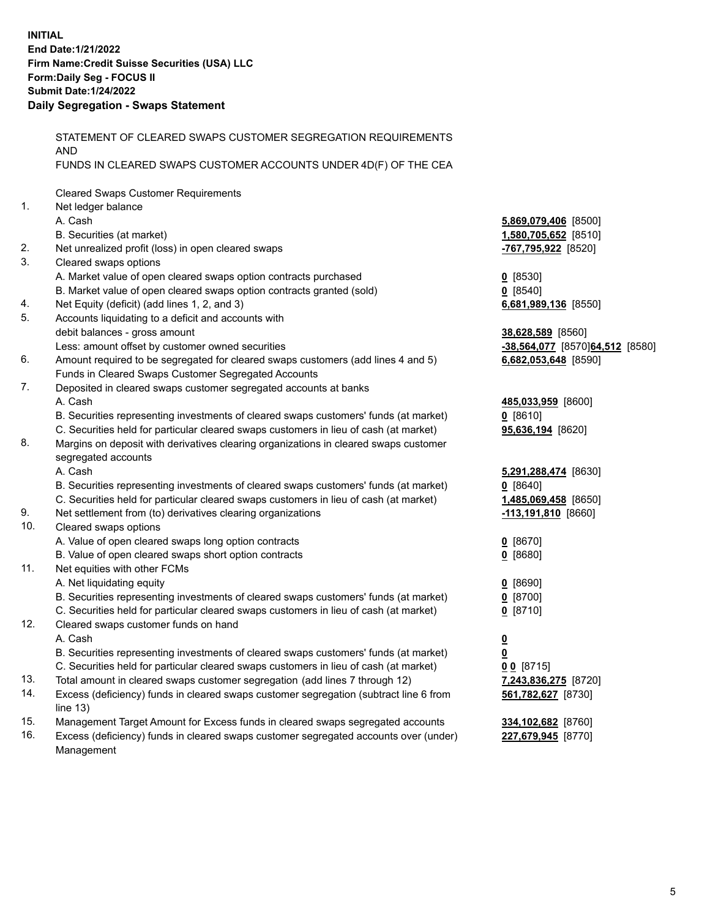**INITIAL**
**End Date:1/21/2022**
**Firm Name:Credit Suisse Securities (USA) LLC**
**Form:Daily Seg - FOCUS II**
**Submit Date:1/24/2022**
**Daily Segregation - Swaps Statement**

STATEMENT OF CLEARED SWAPS CUSTOMER SEGREGATION REQUIREMENTS AND
FUNDS IN CLEARED SWAPS CUSTOMER ACCOUNTS UNDER 4D(F) OF THE CEA

| | | |
|---|---|---|
| | Cleared Swaps Customer Requirements | |
| 1. | Net ledger balance | |
| | A. Cash | **5,869,079,406** [8500] |
| | B. Securities (at market) | **1,580,705,652** [8510] |
| 2. | Net unrealized profit (loss) in open cleared swaps | **-767,795,922** [8520] |
| 3. | Cleared swaps options | |
| | A. Market value of open cleared swaps option contracts purchased | **0** [8530] |
| | B. Market value of open cleared swaps option contracts granted (sold) | **0** [8540] |
| 4. | Net Equity (deficit) (add lines 1, 2, and 3) | **6,681,989,136** [8550] |
| 5. | Accounts liquidating to a deficit and accounts with | |
| | debit balances - gross amount | **38,628,589** [8560] |
| | Less: amount offset by customer owned securities | **-38,564,077** [8570]**64,512** [8580] |
| 6. | Amount required to be segregated for cleared swaps customers (add lines 4 and 5) | **6,682,053,648** [8590] |
| | Funds in Cleared Swaps Customer Segregated Accounts | |
| 7. | Deposited in cleared swaps customer segregated accounts at banks | |
| | A. Cash | **485,033,959** [8600] |
| | B. Securities representing investments of cleared swaps customers' funds (at market) | **0** [8610] |
| | C. Securities held for particular cleared swaps customers in lieu of cash (at market) | **95,636,194** [8620] |
| 8. | Margins on deposit with derivatives clearing organizations in cleared swaps customer segregated accounts | |
| | A. Cash | **5,291,288,474** [8630] |
| | B. Securities representing investments of cleared swaps customers' funds (at market) | **0** [8640] |
| | C. Securities held for particular cleared swaps customers in lieu of cash (at market) | **1,485,069,458** [8650] |
| 9. | Net settlement from (to) derivatives clearing organizations | **-113,191,810** [8660] |
| 10. | Cleared swaps options | |
| | A. Value of open cleared swaps long option contracts | **0** [8670] |
| | B. Value of open cleared swaps short option contracts | **0** [8680] |
| 11. | Net equities with other FCMs | |
| | A. Net liquidating equity | **0** [8690] |
| | B. Securities representing investments of cleared swaps customers' funds (at market) | **0** [8700] |
| | C. Securities held for particular cleared swaps customers in lieu of cash (at market) | **0** [8710] |
| 12. | Cleared swaps customer funds on hand | |
| | A. Cash | **0** |
| | B. Securities representing investments of cleared swaps customers' funds (at market) | **0** |
| | C. Securities held for particular cleared swaps customers in lieu of cash (at market) | **0** **0** [8715] |
| 13. | Total amount in cleared swaps customer segregation (add lines 7 through 12) | **7,243,836,275** [8720] |
| 14. | Excess (deficiency) funds in cleared swaps customer segregation (subtract line 6 from line 13) | **561,782,627** [8730] |
| 15. | Management Target Amount for Excess funds in cleared swaps segregated accounts | **334,102,682** [8760] |
| 16. | Excess (deficiency) funds in cleared swaps customer segregated accounts over (under) Management | **227,679,945** [8770] |